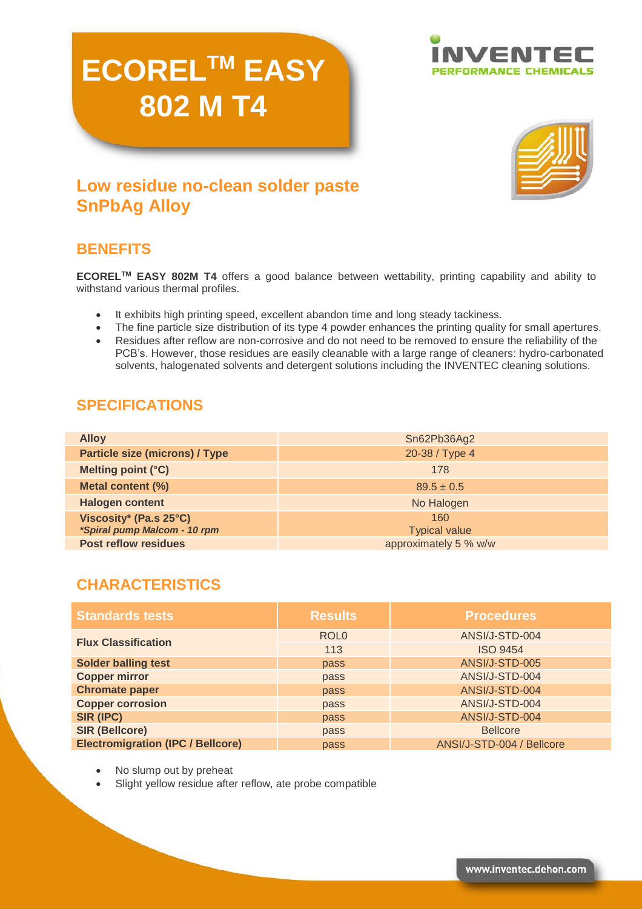# ECOREL™ EASY 802 M T4

INVENTEC
PERFORMANCE CHEMICALS

## Low residue no-clean solder paste SnPbAg Alloy

## BENEFITS

**ECOREL™ EASY 802M T4** offers a good balance between wettability, printing capability and ability to withstand various thermal profiles.

- It exhibits high printing speed, excellent abandon time and long steady tackiness.
- The fine particle size distribution of its type 4 powder enhances the printing quality for small apertures.
- Residues after reflow are non-corrosive and do not need to be removed to ensure the reliability of the PCB's. However, those residues are easily cleanable with a large range of cleaners: hydro-carbonated solvents, halogenated solvents and detergent solutions including the INVENTEC cleaning solutions.

## SPECIFICATIONS

| | |
|---|---|
| **Alloy** | Sn62Pb36Ag2 |
| **Particle size (microns) / Type** | 20-38 / Type 4 |
| **Melting point (°C)** | 178 |
| **Metal content (%)** | 89.5 ± 0.5 |
| **Halogen content** | No Halogen |
| **Viscosity\* (Pa.s 25°C)** *\*Spiral pump Malcom - 10 rpm* | 160 Typical value |
| **Post reflow residues** | approximately 5 % w/w |

## CHARACTERISTICS

| Standards tests | Results | Procedures |
|---|---|---|
| **Flux Classification** | ROL0 | ANSI/J-STD-004 |
| | 113 | ISO 9454 |
| **Solder balling test** | pass | ANSI/J-STD-005 |
| **Copper mirror** | pass | ANSI/J-STD-004 |
| **Chromate paper** | pass | ANSI/J-STD-004 |
| **Copper corrosion** | pass | ANSI/J-STD-004 |
| **SIR (IPC)** | pass | ANSI/J-STD-004 |
| **SIR (Bellcore)** | pass | Bellcore |
| **Electromigration (IPC / Bellcore)** | pass | ANSI/J-STD-004 / Bellcore |

- No slump out by preheat
- Slight yellow residue after reflow, ate probe compatible

www.inventec.dehon.com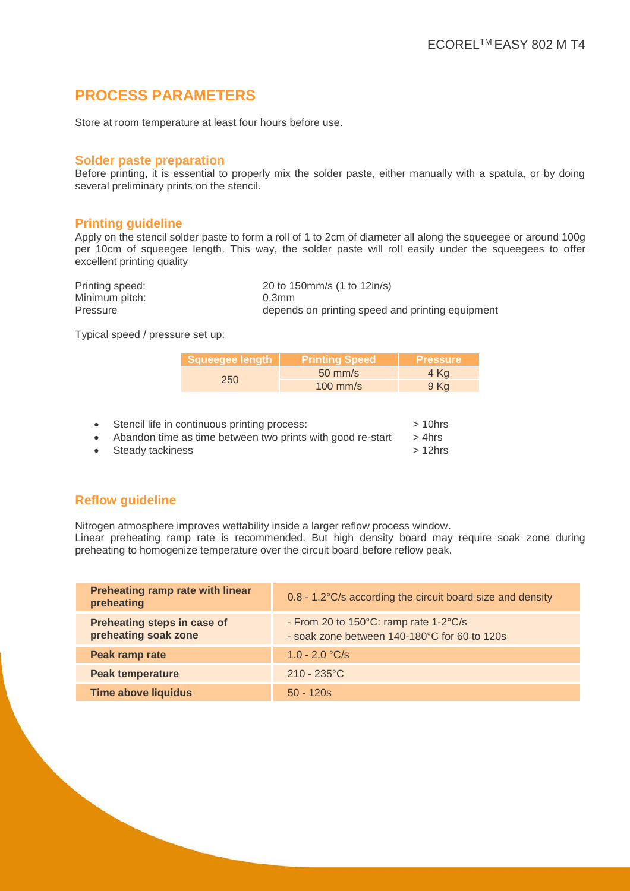## PROCESS PARAMETERS

Store at room temperature at least four hours before use.

### Solder paste preparation

Before printing, it is essential to properly mix the solder paste, either manually with a spatula, or by doing several preliminary prints on the stencil.

### Printing guideline

Apply on the stencil solder paste to form a roll of 1 to 2cm of diameter all along the squeegee or around 100g per 10cm of squeegee length. This way, the solder paste will roll easily under the squeegees to offer excellent printing quality

| | |
|---|---|
| Printing speed: | 20 to 150mm/s (1 to 12in/s) |
| Minimum pitch: | 0.3mm |
| Pressure | depends on printing speed and printing equipment |

Typical speed / pressure set up:

| Squeegee length | Printing Speed | Pressure |
|---|---|---|
| 250 | 50 mm/s | 4 Kg |
| | 100 mm/s | 9 Kg |

- Stencil life in continuous printing process: > 10hrs
- Abandon time as time between two prints with good re-start > 4hrs
- Steady tackiness > 12hrs

### Reflow guideline

Nitrogen atmosphere improves wettability inside a larger reflow process window.
Linear preheating ramp rate is recommended. But high density board may require soak zone during preheating to homogenize temperature over the circuit board before reflow peak.

| | |
|---|---|
| **Preheating ramp rate with linear preheating** | 0.8 - 1.2°C/s according the circuit board size and density |
| **Preheating steps in case of preheating soak zone** | - From 20 to 150°C: ramp rate 1-2°C/s<br>- soak zone between 140-180°C for 60 to 120s |
| **Peak ramp rate** | 1.0 - 2.0 °C/s |
| **Peak temperature** | 210 - 235°C |
| **Time above liquidus** | 50 - 120s |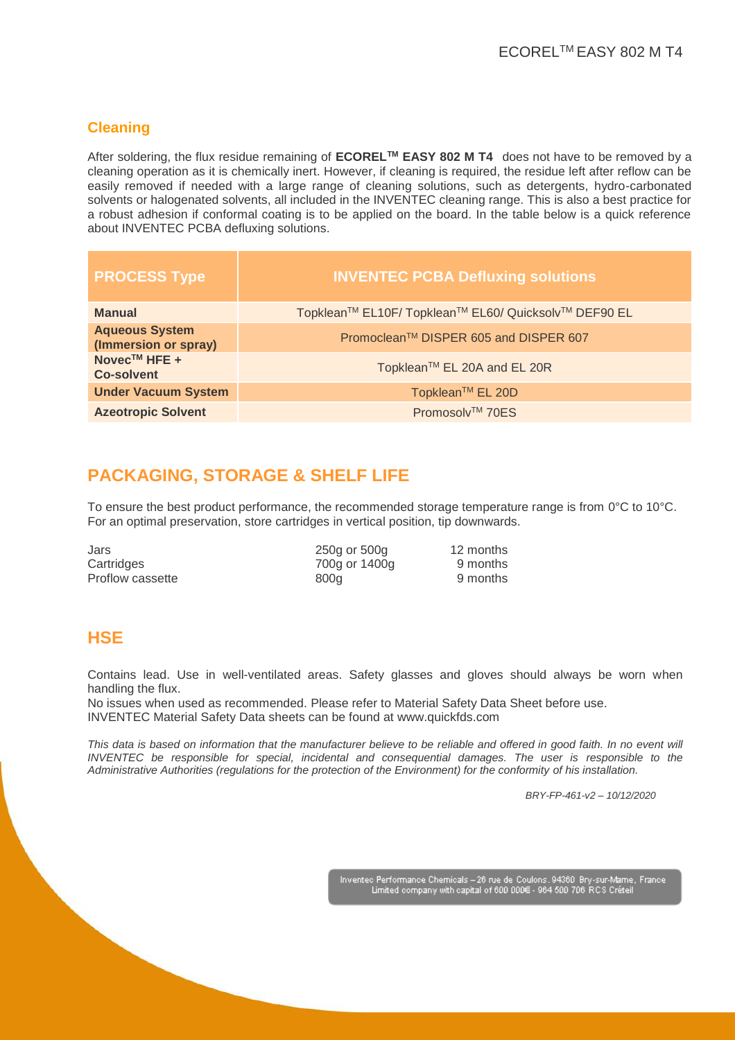### Cleaning

After soldering, the flux residue remaining of **ECORELTM EASY 802 M T4** does not have to be removed by a cleaning operation as it is chemically inert. However, if cleaning is required, the residue left after reflow can be easily removed if needed with a large range of cleaning solutions, such as detergents, hydro-carbonated solvents or halogenated solvents, all included in the INVENTEC cleaning range. This is also a best practice for a robust adhesion if conformal coating is to be applied on the board. In the table below is a quick reference about INVENTEC PCBA defluxing solutions.

| PROCESS Type | INVENTEC PCBA Defluxing solutions |
| --- | --- |
| **Manual** | TopkleanTM EL10F/ TopkleanTM EL60/ QuicksolvTM DEF90 EL |
| **Aqueous System (Immersion or spray)** | PromocleanTM DISPER 605 and DISPER 607 |
| **NovecTM HFE + Co-solvent** | TopkleanTM EL 20A and EL 20R |
| **Under Vacuum System** | TopkleanTM EL 20D |
| **Azeotropic Solvent** | PromosolvTM 70ES |

## PACKAGING, STORAGE & SHELF LIFE

To ensure the best product performance, the recommended storage temperature range is from 0°C to 10°C. For an optimal preservation, store cartridges in vertical position, tip downwards.

| | | |
| --- | --- | --- |
| Jars | 250g or 500g | 12 months |
| Cartridges | 700g or 1400g | 9 months |
| Proflow cassette | 800g | 9 months |

## HSE

Contains lead. Use in well-ventilated areas. Safety glasses and gloves should always be worn when handling the flux.
No issues when used as recommended. Please refer to Material Safety Data Sheet before use.
INVENTEC Material Safety Data sheets can be found at www.quickfds.com

*This data is based on information that the manufacturer believe to be reliable and offered in good faith. In no event will INVENTEC be responsible for special, incidental and consequential damages. The user is responsible to the Administrative Authorities (regulations for the protection of the Environment) for the conformity of his installation.*

*BRY-FP-461-v2 – 10/12/2020*

Inventec Performance Chemicals – 26 rue de Coulons. 94360 Bry-sur-Marne, France
Limited company with capital of 600 000€ - 964 500 706 RCS Créteil